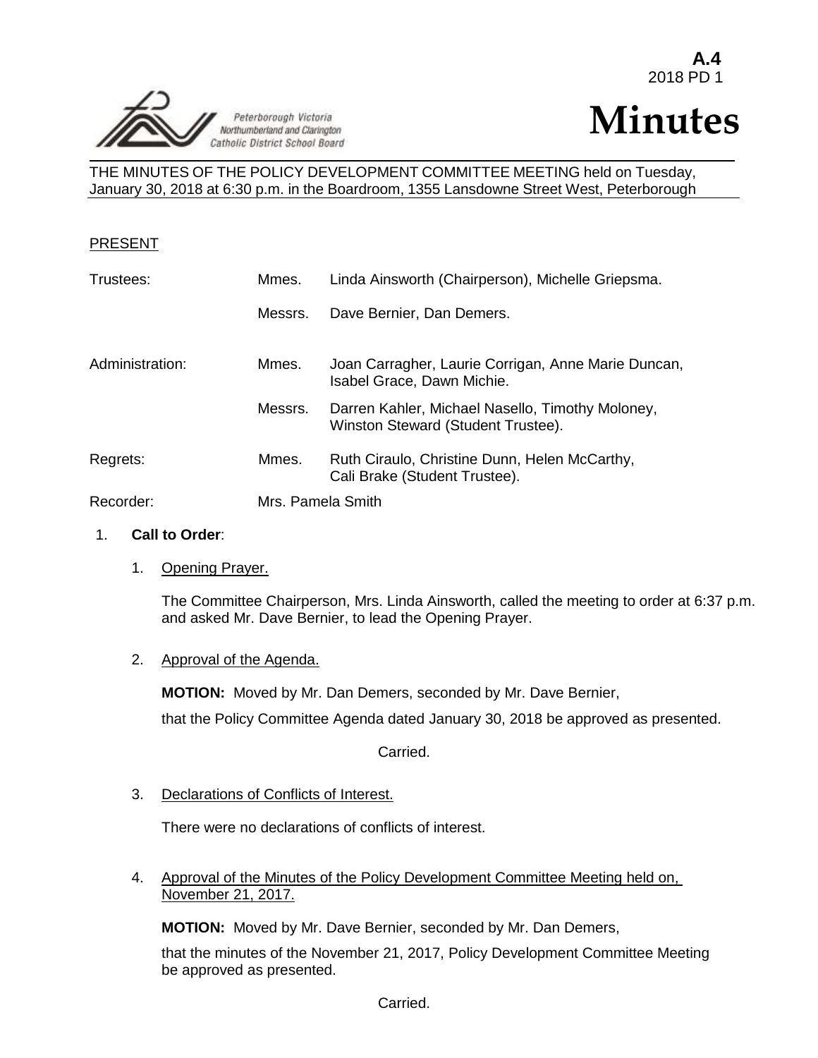**A.4**
2018 PD 1

Peterborough Victoria Northumberland and Clarington Catholic District School Board

# Minutes

THE MINUTES OF THE POLICY DEVELOPMENT COMMITTEE MEETING held on Tuesday, January 30, 2018 at 6:30 p.m. in the Boardroom, 1355 Lansdowne Street West, Peterborough

PRESENT

| | | |
|---|---|---|
| Trustees: | Mmes. | Linda Ainsworth (Chairperson), Michelle Griepsma. |
| | Messrs. | Dave Bernier, Dan Demers. |
| Administration: | Mmes. | Joan Carragher, Laurie Corrigan, Anne Marie Duncan, Isabel Grace, Dawn Michie. |
| | Messrs. | Darren Kahler, Michael Nasello, Timothy Moloney, Winston Steward (Student Trustee). |
| Regrets: | Mmes. | Ruth Ciraulo, Christine Dunn, Helen McCarthy, Cali Brake (Student Trustee). |
| Recorder: | Mrs. Pamela Smith | |

1. **Call to Order**:

   1. Opening Prayer.

      The Committee Chairperson, Mrs. Linda Ainsworth, called the meeting to order at 6:37 p.m. and asked Mr. Dave Bernier, to lead the Opening Prayer.

   2. Approval of the Agenda.

      **MOTION:** Moved by Mr. Dan Demers, seconded by Mr. Dave Bernier,

      that the Policy Committee Agenda dated January 30, 2018 be approved as presented.

      Carried.

   3. Declarations of Conflicts of Interest.

      There were no declarations of conflicts of interest.

   4. Approval of the Minutes of the Policy Development Committee Meeting held on, November 21, 2017.

      **MOTION:** Moved by Mr. Dave Bernier, seconded by Mr. Dan Demers,

      that the minutes of the November 21, 2017, Policy Development Committee Meeting be approved as presented.

      Carried.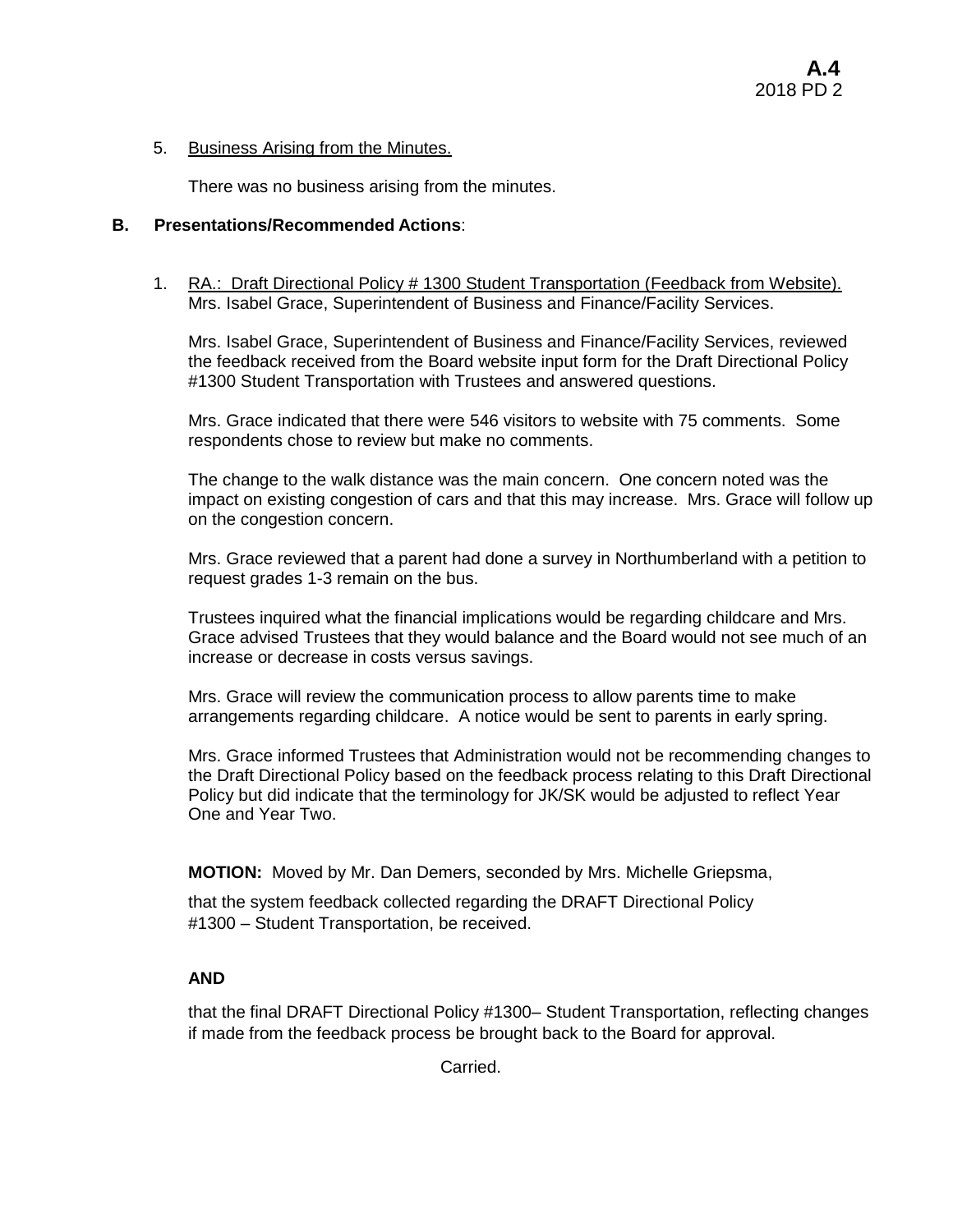5. Business Arising from the Minutes.

There was no business arising from the minutes.

**B. Presentations/Recommended Actions**:

1. RA.: Draft Directional Policy # 1300 Student Transportation (Feedback from Website). Mrs. Isabel Grace, Superintendent of Business and Finance/Facility Services.

Mrs. Isabel Grace, Superintendent of Business and Finance/Facility Services, reviewed the feedback received from the Board website input form for the Draft Directional Policy #1300 Student Transportation with Trustees and answered questions.

Mrs. Grace indicated that there were 546 visitors to website with 75 comments. Some respondents chose to review but make no comments.

The change to the walk distance was the main concern. One concern noted was the impact on existing congestion of cars and that this may increase. Mrs. Grace will follow up on the congestion concern.

Mrs. Grace reviewed that a parent had done a survey in Northumberland with a petition to request grades 1-3 remain on the bus.

Trustees inquired what the financial implications would be regarding childcare and Mrs. Grace advised Trustees that they would balance and the Board would not see much of an increase or decrease in costs versus savings.

Mrs. Grace will review the communication process to allow parents time to make arrangements regarding childcare. A notice would be sent to parents in early spring.

Mrs. Grace informed Trustees that Administration would not be recommending changes to the Draft Directional Policy based on the feedback process relating to this Draft Directional Policy but did indicate that the terminology for JK/SK would be adjusted to reflect Year One and Year Two.

**MOTION:** Moved by Mr. Dan Demers, seconded by Mrs. Michelle Griepsma,

that the system feedback collected regarding the DRAFT Directional Policy #1300 – Student Transportation, be received.

**AND**

that the final DRAFT Directional Policy #1300– Student Transportation, reflecting changes if made from the feedback process be brought back to the Board for approval.

Carried.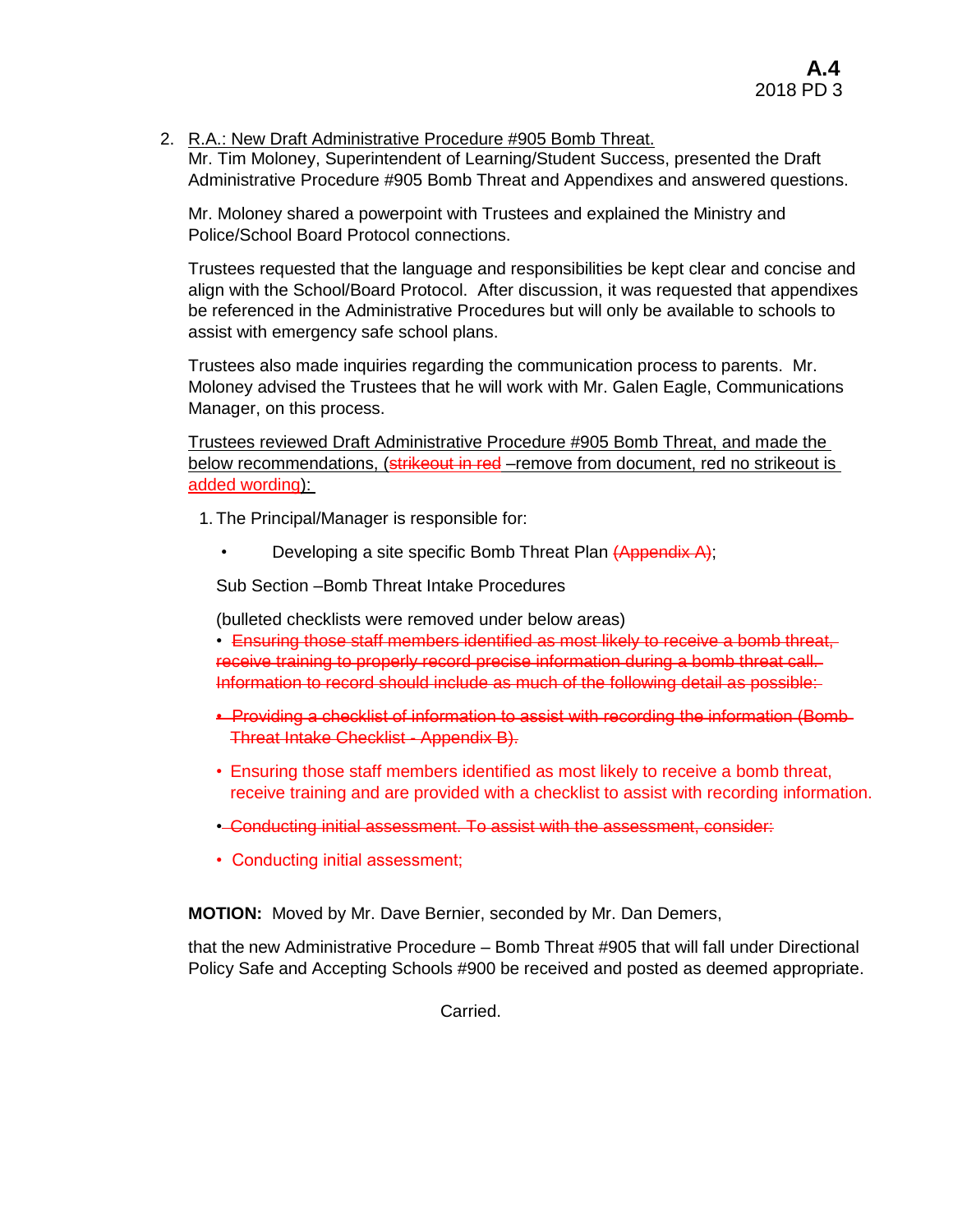2. <u>R.A.: New Draft Administrative Procedure #905 Bomb Threat.</u>
   Mr. Tim Moloney, Superintendent of Learning/Student Success, presented the Draft Administrative Procedure #905 Bomb Threat and Appendixes and answered questions.

   Mr. Moloney shared a powerpoint with Trustees and explained the Ministry and Police/School Board Protocol connections.

   Trustees requested that the language and responsibilities be kept clear and concise and align with the School/Board Protocol. After discussion, it was requested that appendixes be referenced in the Administrative Procedures but will only be available to schools to assist with emergency safe school plans.

   Trustees also made inquiries regarding the communication process to parents. Mr. Moloney advised the Trustees that he will work with Mr. Galen Eagle, Communications Manager, on this process.

   <u>Trustees reviewed Draft Administrative Procedure #905 Bomb Threat, and made the below recommendations, (~~strikeout in red~~ –remove from document, red no strikeout is added wording):</u>

   1. The Principal/Manager is responsible for:

      - Developing a site specific Bomb Threat Plan ~~(Appendix A)~~;

      Sub Section –Bomb Threat Intake Procedures

      (bulleted checklists were removed under below areas)

      - ~~Ensuring those staff members identified as most likely to receive a bomb threat, receive training to properly record precise information during a bomb threat call. Information to record should include as much of the following detail as possible:~~
      - ~~Providing a checklist of information to assist with recording the information (Bomb Threat Intake Checklist - Appendix B).~~
      - Ensuring those staff members identified as most likely to receive a bomb threat, receive training and are provided with a checklist to assist with recording information.
      - ~~Conducting initial assessment. To assist with the assessment, consider:~~
      - Conducting initial assessment;

   **MOTION:** Moved by Mr. Dave Bernier, seconded by Mr. Dan Demers,

   that the new Administrative Procedure – Bomb Threat #905 that will fall under Directional Policy Safe and Accepting Schools #900 be received and posted as deemed appropriate.

   Carried.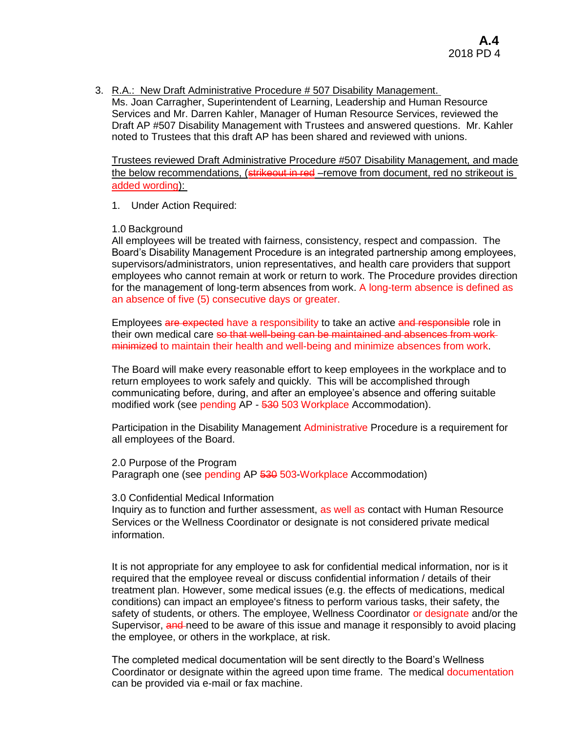3. R.A.: New Draft Administrative Procedure # 507 Disability Management.
Ms. Joan Carragher, Superintendent of Learning, Leadership and Human Resource Services and Mr. Darren Kahler, Manager of Human Resource Services, reviewed the Draft AP #507 Disability Management with Trustees and answered questions. Mr. Kahler noted to Trustees that this draft AP has been shared and reviewed with unions.

Trustees reviewed Draft Administrative Procedure #507 Disability Management, and made the below recommendations, (~~strikeout in red~~ –remove from document, red no strikeout is added wording):

1. Under Action Required:

1.0 Background
All employees will be treated with fairness, consistency, respect and compassion. The Board's Disability Management Procedure is an integrated partnership among employees, supervisors/administrators, union representatives, and health care providers that support employees who cannot remain at work or return to work. The Procedure provides direction for the management of long-term absences from work. A long-term absence is defined as an absence of five (5) consecutive days or greater.

Employees ~~are expected~~ have a responsibility to take an active ~~and responsible~~ role in their own medical care ~~so that well-being can be maintained and absences from work minimized~~ to maintain their health and well-being and minimize absences from work.

The Board will make every reasonable effort to keep employees in the workplace and to return employees to work safely and quickly. This will be accomplished through communicating before, during, and after an employee's absence and offering suitable modified work (see pending AP - ~~530~~ 503 Workplace Accommodation).

Participation in the Disability Management Administrative Procedure is a requirement for all employees of the Board.

2.0 Purpose of the Program
Paragraph one (see pending AP ~~530~~ 503-Workplace Accommodation)

3.0 Confidential Medical Information
Inquiry as to function and further assessment, as well as contact with Human Resource Services or the Wellness Coordinator or designate is not considered private medical information.

It is not appropriate for any employee to ask for confidential medical information, nor is it required that the employee reveal or discuss confidential information / details of their treatment plan. However, some medical issues (e.g. the effects of medications, medical conditions) can impact an employee's fitness to perform various tasks, their safety, the safety of students, or others. The employee, Wellness Coordinator or designate and/or the Supervisor, ~~and~~ need to be aware of this issue and manage it responsibly to avoid placing the employee, or others in the workplace, at risk.

The completed medical documentation will be sent directly to the Board's Wellness Coordinator or designate within the agreed upon time frame. The medical documentation can be provided via e-mail or fax machine.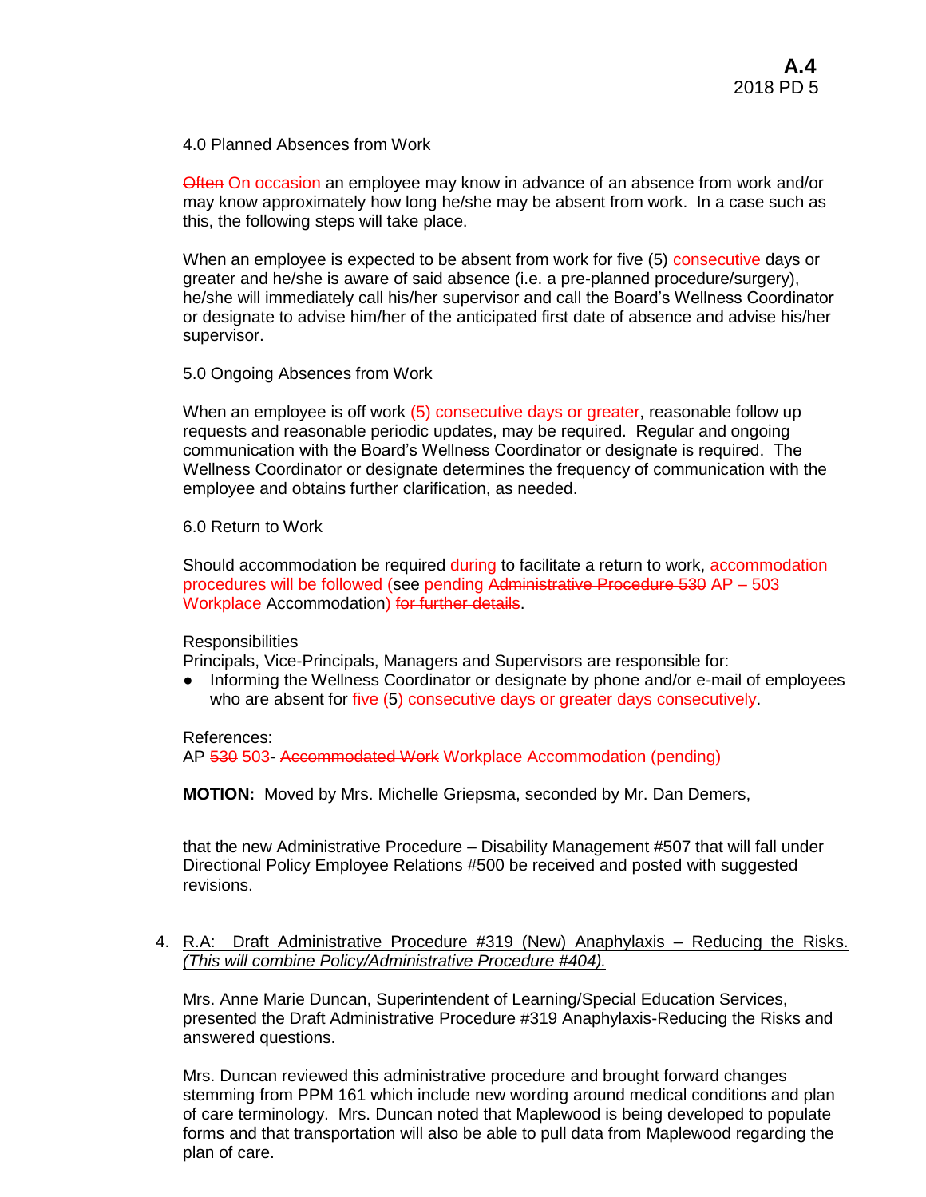4.0 Planned Absences from Work

~~Often~~ On occasion an employee may know in advance of an absence from work and/or may know approximately how long he/she may be absent from work. In a case such as this, the following steps will take place.

When an employee is expected to be absent from work for five (5) consecutive days or greater and he/she is aware of said absence (i.e. a pre-planned procedure/surgery), he/she will immediately call his/her supervisor and call the Board's Wellness Coordinator or designate to advise him/her of the anticipated first date of absence and advise his/her supervisor.

5.0 Ongoing Absences from Work

When an employee is off work (5) consecutive days or greater, reasonable follow up requests and reasonable periodic updates, may be required. Regular and ongoing communication with the Board's Wellness Coordinator or designate is required. The Wellness Coordinator or designate determines the frequency of communication with the employee and obtains further clarification, as needed.

6.0 Return to Work

Should accommodation be required ~~during~~ to facilitate a return to work, accommodation procedures will be followed (see pending ~~Administrative Procedure 530~~ AP – 503 Workplace Accommodation) ~~for further details~~.

Responsibilities
Principals, Vice-Principals, Managers and Supervisors are responsible for:

- Informing the Wellness Coordinator or designate by phone and/or e-mail of employees who are absent for five (5) consecutive days or greater ~~days consecutively~~.

References:
AP ~~530~~ 503- ~~Accommodated Work~~ Workplace Accommodation (pending)

**MOTION:** Moved by Mrs. Michelle Griepsma, seconded by Mr. Dan Demers,

that the new Administrative Procedure – Disability Management #507 that will fall under Directional Policy Employee Relations #500 be received and posted with suggested revisions.

4. <u>R.A: Draft Administrative Procedure #319 (New) Anaphylaxis – Reducing the Risks. *(This will combine Policy/Administrative Procedure #404).*</u>

   Mrs. Anne Marie Duncan, Superintendent of Learning/Special Education Services, presented the Draft Administrative Procedure #319 Anaphylaxis-Reducing the Risks and answered questions.

   Mrs. Duncan reviewed this administrative procedure and brought forward changes stemming from PPM 161 which include new wording around medical conditions and plan of care terminology. Mrs. Duncan noted that Maplewood is being developed to populate forms and that transportation will also be able to pull data from Maplewood regarding the plan of care.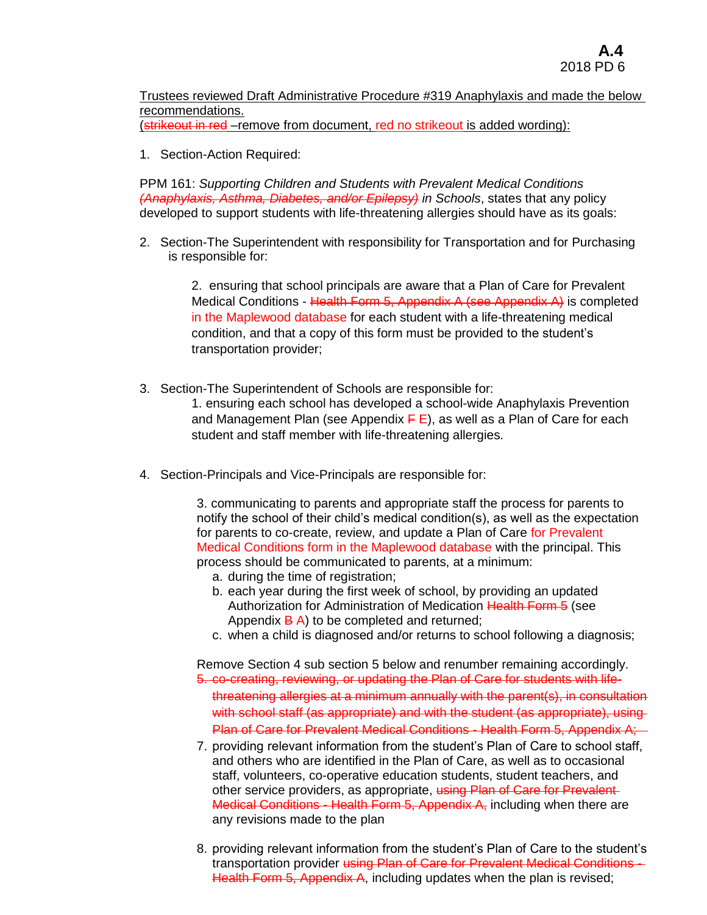**A.4**
**2018 PD 6**

Trustees reviewed Draft Administrative Procedure #319 Anaphylaxis and made the below recommendations.
(~~strikeout in red~~ –remove from document, red no strikeout is added wording):

1. Section-Action Required:

PPM 161: *Supporting Children and Students with Prevalent Medical Conditions ~~(Anaphylaxis, Asthma, Diabetes, and/or Epilepsy)~~ in Schools*, states that any policy developed to support students with life-threatening allergies should have as its goals:

2. Section-The Superintendent with responsibility for Transportation and for Purchasing is responsible for:

   2. ensuring that school principals are aware that a Plan of Care for Prevalent Medical Conditions - ~~Health Form 5, Appendix A (see Appendix A)~~ is completed in the Maplewood database for each student with a life-threatening medical condition, and that a copy of this form must be provided to the student's transportation provider;

3. Section-The Superintendent of Schools are responsible for:

   1. ensuring each school has developed a school-wide Anaphylaxis Prevention and Management Plan (see Appendix ~~F~~ E), as well as a Plan of Care for each student and staff member with life-threatening allergies.

4. Section-Principals and Vice-Principals are responsible for:

   3. communicating to parents and appropriate staff the process for parents to notify the school of their child's medical condition(s), as well as the expectation for parents to co-create, review, and update a Plan of Care for Prevalent Medical Conditions form in the Maplewood database with the principal. This process should be communicated to parents, at a minimum:
      a. during the time of registration;
      b. each year during the first week of school, by providing an updated Authorization for Administration of Medication ~~Health Form 5~~ (see Appendix ~~B~~ A) to be completed and returned;
      c. when a child is diagnosed and/or returns to school following a diagnosis;

   Remove Section 4 sub section 5 below and renumber remaining accordingly.

   5. ~~co-creating, reviewing, or updating the Plan of Care for students with life-threatening allergies at a minimum annually with the parent(s), in consultation with school staff (as appropriate) and with the student (as appropriate), using Plan of Care for Prevalent Medical Conditions - Health Form 5, Appendix A;~~
   7. providing relevant information from the student's Plan of Care to school staff, and others who are identified in the Plan of Care, as well as to occasional staff, volunteers, co-operative education students, student teachers, and other service providers, as appropriate, ~~using Plan of Care for Prevalent Medical Conditions - Health Form 5, Appendix A,~~ including when there are any revisions made to the plan

   8. providing relevant information from the student's Plan of Care to the student's transportation provider ~~using Plan of Care for Prevalent Medical Conditions - Health Form 5, Appendix A~~, including updates when the plan is revised;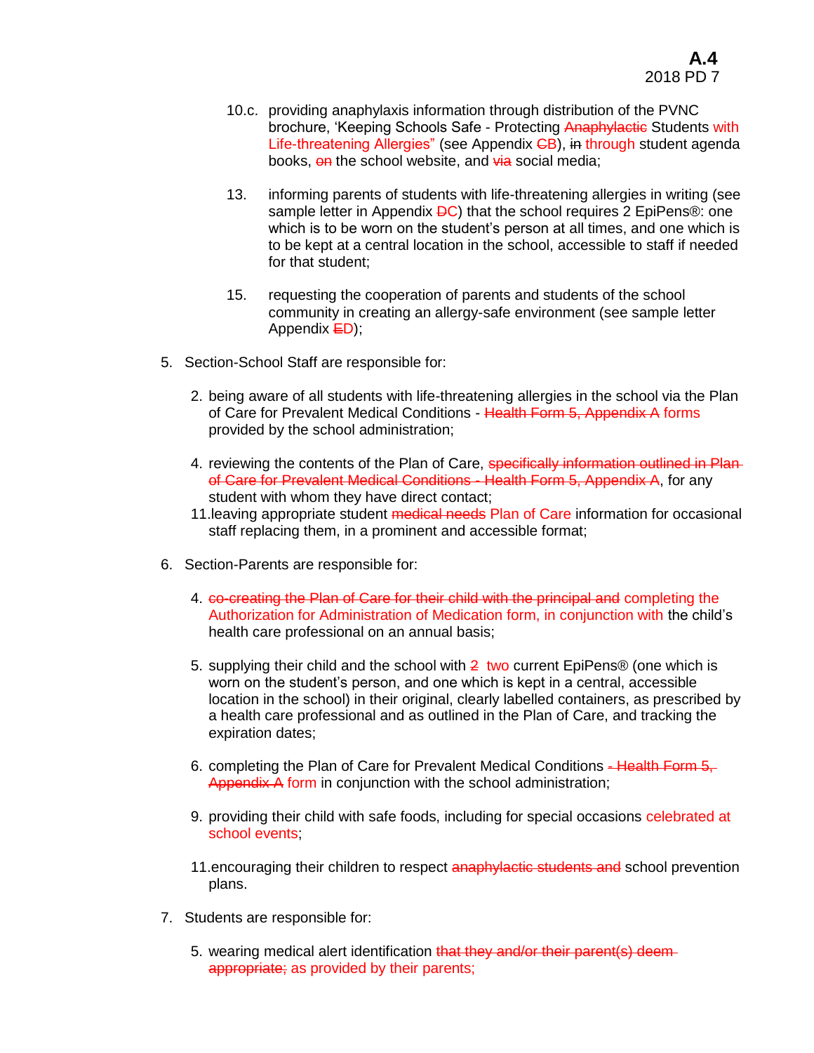10.c. providing anaphylaxis information through distribution of the PVNC brochure, 'Keeping Schools Safe - Protecting ~~Anaphylactic~~ Students with Life-threatening Allergies" (see Appendix ~~C~~B), ~~in~~ through student agenda books, ~~on~~ the school website, and ~~via~~ social media;

13. informing parents of students with life-threatening allergies in writing (see sample letter in Appendix ~~D~~C) that the school requires 2 EpiPens®: one which is to be worn on the student's person at all times, and one which is to be kept at a central location in the school, accessible to staff if needed for that student;

15. requesting the cooperation of parents and students of the school community in creating an allergy-safe environment (see sample letter Appendix ~~E~~D);

5. Section-School Staff are responsible for:

   2. being aware of all students with life-threatening allergies in the school via the Plan of Care for Prevalent Medical Conditions - ~~Health Form 5, Appendix A~~ forms provided by the school administration;

   4. reviewing the contents of the Plan of Care, ~~specifically information outlined in Plan of Care for Prevalent Medical Conditions - Health Form 5, Appendix A~~, for any student with whom they have direct contact;

   11. leaving appropriate student ~~medical needs~~ Plan of Care information for occasional staff replacing them, in a prominent and accessible format;

6. Section-Parents are responsible for:

   4. ~~co-creating the Plan of Care for their child with the principal and~~ completing the Authorization for Administration of Medication form, in conjunction with the child's health care professional on an annual basis;

   5. supplying their child and the school with ~~2~~ two current EpiPens® (one which is worn on the student's person, and one which is kept in a central, accessible location in the school) in their original, clearly labelled containers, as prescribed by a health care professional and as outlined in the Plan of Care, and tracking the expiration dates;

   6. completing the Plan of Care for Prevalent Medical Conditions ~~- Health Form 5, Appendix A~~ form in conjunction with the school administration;

   9. providing their child with safe foods, including for special occasions celebrated at school events;

   11. encouraging their children to respect ~~anaphylactic students and~~ school prevention plans.

7. Students are responsible for:

   5. wearing medical alert identification ~~that they and/or their parent(s) deem appropriate;~~ as provided by their parents;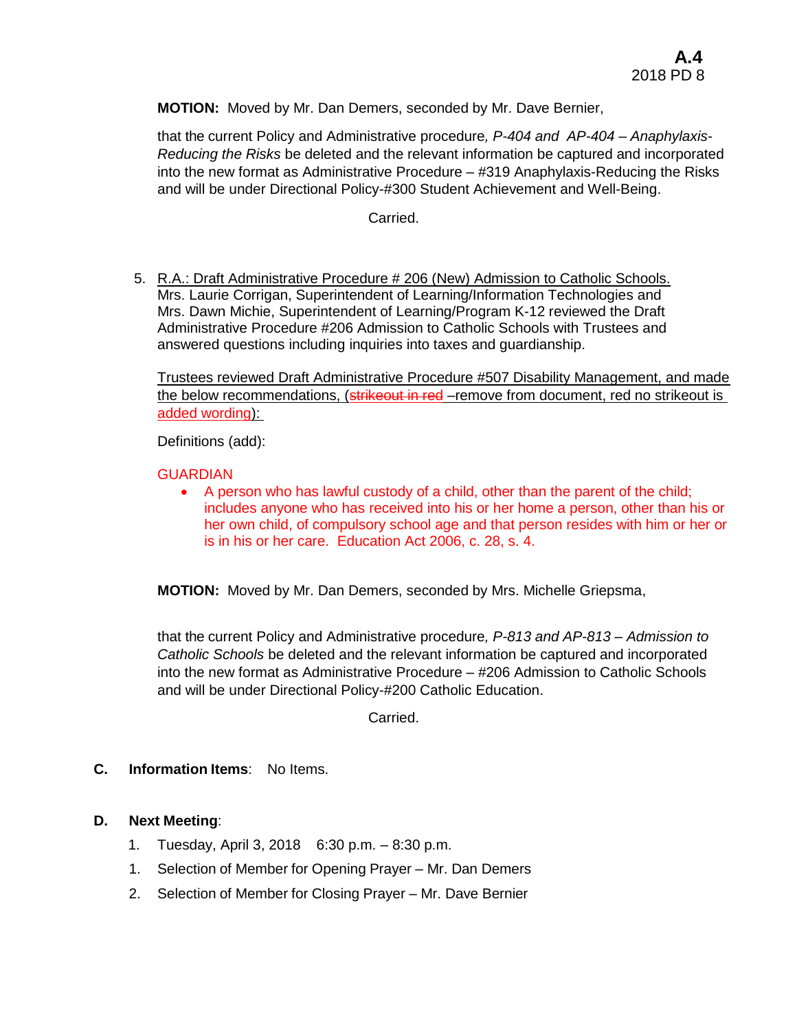**MOTION:** Moved by Mr. Dan Demers, seconded by Mr. Dave Bernier,

that the current Policy and Administrative procedure*, P-404 and AP-404 – Anaphylaxis-Reducing the Risks* be deleted and the relevant information be captured and incorporated into the new format as Administrative Procedure – #319 Anaphylaxis-Reducing the Risks and will be under Directional Policy-#300 Student Achievement and Well-Being.

Carried.

5. R.A.: Draft Administrative Procedure # 206 (New) Admission to Catholic Schools.
   Mrs. Laurie Corrigan, Superintendent of Learning/Information Technologies and Mrs. Dawn Michie, Superintendent of Learning/Program K-12 reviewed the Draft Administrative Procedure #206 Admission to Catholic Schools with Trustees and answered questions including inquiries into taxes and guardianship.

   Trustees reviewed Draft Administrative Procedure #507 Disability Management, and made the below recommendations, (~~strikeout in red~~ –remove from document, red no strikeout is added wording):

   Definitions (add):

   GUARDIAN
   - A person who has lawful custody of a child, other than the parent of the child; includes anyone who has received into his or her home a person, other than his or her own child, of compulsory school age and that person resides with him or her or is in his or her care. Education Act 2006, c. 28, s. 4.

**MOTION:** Moved by Mr. Dan Demers, seconded by Mrs. Michelle Griepsma,

that the current Policy and Administrative procedure*, P-813 and AP-813 – Admission to Catholic Schools* be deleted and the relevant information be captured and incorporated into the new format as Administrative Procedure – #206 Admission to Catholic Schools and will be under Directional Policy-#200 Catholic Education.

Carried.

**C. Information Items**: No Items.

**D. Next Meeting**:

1. Tuesday, April 3, 2018 6:30 p.m. – 8:30 p.m.
1. Selection of Member for Opening Prayer – Mr. Dan Demers
2. Selection of Member for Closing Prayer – Mr. Dave Bernier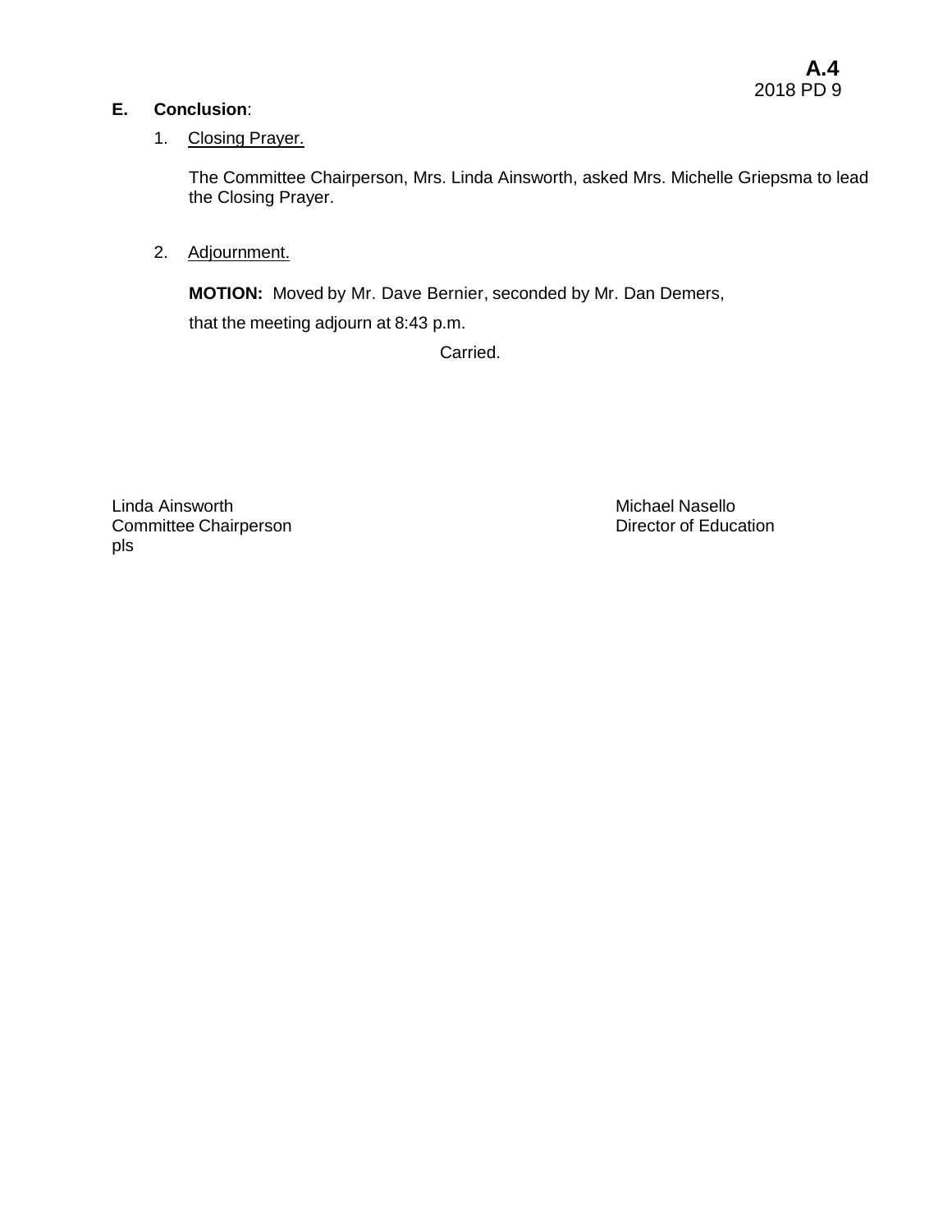## E. **Conclusion**:

1. Closing Prayer.

   The Committee Chairperson, Mrs. Linda Ainsworth, asked Mrs. Michelle Griepsma to lead the Closing Prayer.

2. Adjournment.

   **MOTION:** Moved by Mr. Dave Bernier, seconded by Mr. Dan Demers,

   that the meeting adjourn at 8:43 p.m.

   Carried.

Linda Ainsworth
Committee Chairperson
pls

Michael Nasello
Director of Education